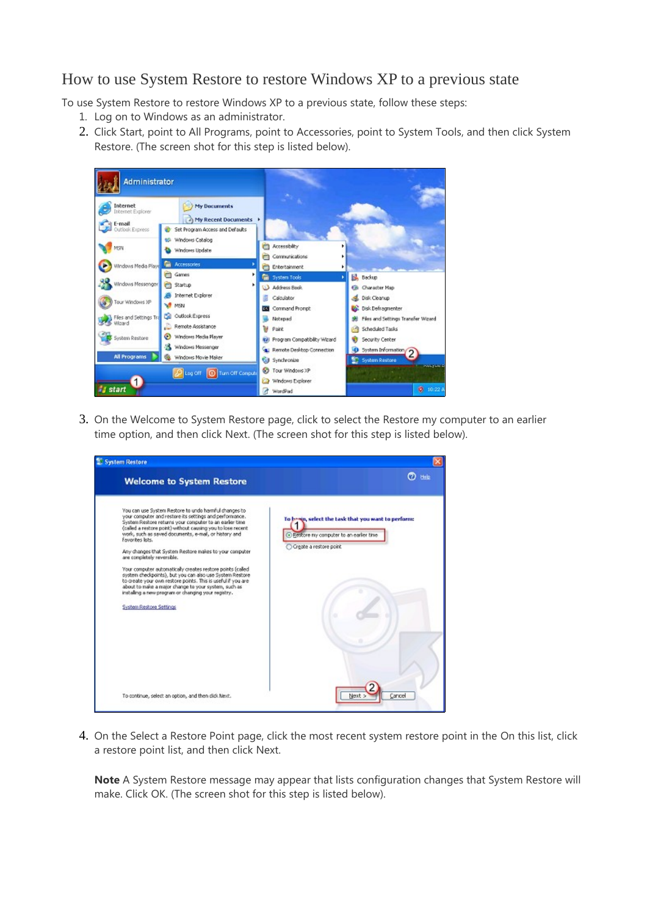# How to use System Restore to restore Windows XP to a previous state

To use System Restore to restore Windows XP to a previous state, follow these steps:

1. Log on to Windows as an administrator.
2. Click Start, point to All Programs, point to Accessories, point to System Tools, and then click System Restore. (The screen shot for this step is listed below).
3. On the Welcome to System Restore page, click to select the Restore my computer to an earlier time option, and then click Next. (The screen shot for this step is listed below).
4. On the Select a Restore Point page, click the most recent system restore point in the On this list, click a restore point list, and then click Next.

   **Note** A System Restore message may appear that lists configuration changes that System Restore will make. Click OK. (The screen shot for this step is listed below).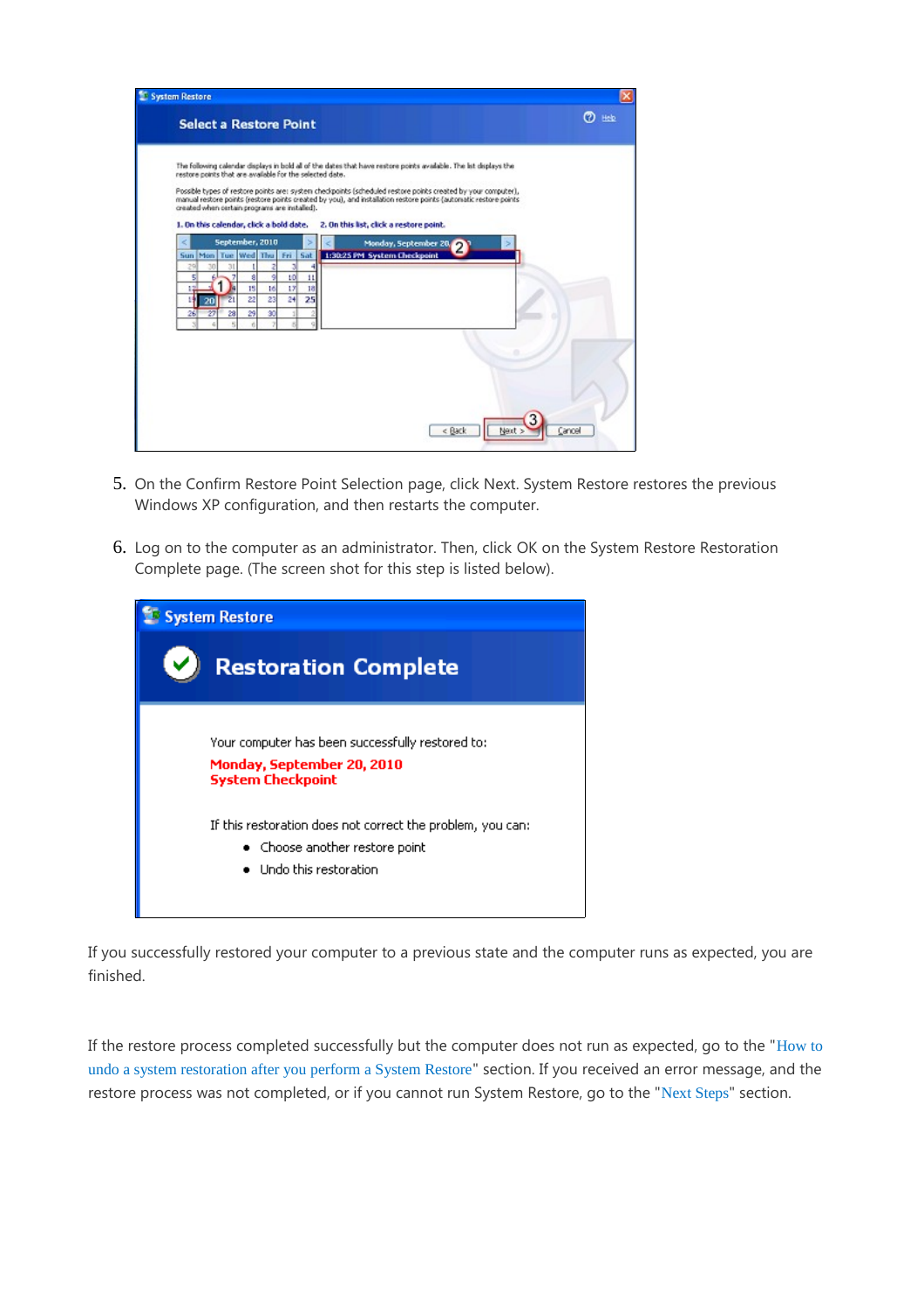5. On the Confirm Restore Point Selection page, click Next. System Restore restores the previous Windows XP configuration, and then restarts the computer.

6. Log on to the computer as an administrator. Then, click OK on the System Restore Restoration Complete page. (The screen shot for this step is listed below).

If you successfully restored your computer to a previous state and the computer runs as expected, you are finished.

If the restore process completed successfully but the computer does not run as expected, go to the "How to undo a system restoration after you perform a System Restore" section. If you received an error message, and the restore process was not completed, or if you cannot run System Restore, go to the "Next Steps" section.